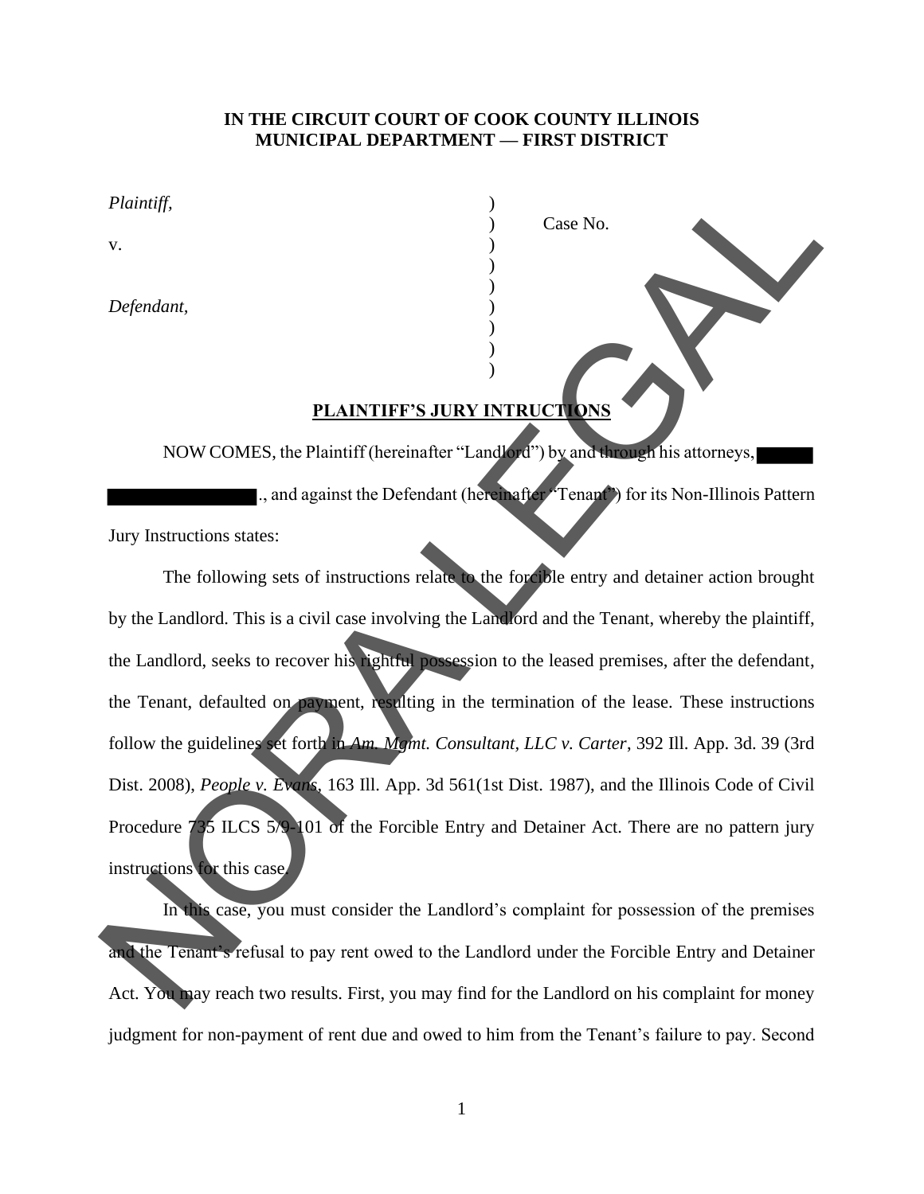**IN THE CIRCUIT COURT OF COOK COUNTY ILLINOIS**
**MUNICIPAL DEPARTMENT — FIRST DISTRICT**

| | | |
|---|---|---|
| *Plaintiff,* | ) | |
| | ) | Case No. |
| v. | ) | |
| | ) | |
| | ) | |
| *Defendant,* | ) | |
| | ) | |
| | ) | |
| | ) | |

## PLAINTIFF'S JURY INTRUCTIONS

NOW COMES, the Plaintiff (hereinafter "Landlord") by and through his attorneys, [REDACTED] [REDACTED]., and against the Defendant (hereinafter "Tenant") for its Non-Illinois Pattern Jury Instructions states:

The following sets of instructions relate to the forcible entry and detainer action brought by the Landlord. This is a civil case involving the Landlord and the Tenant, whereby the plaintiff, the Landlord, seeks to recover his rightful possession to the leased premises, after the defendant, the Tenant, defaulted on payment, resulting in the termination of the lease. These instructions follow the guidelines set forth in *Am. Mgmt. Consultant, LLC v. Carter*, 392 Ill. App. 3d. 39 (3rd Dist. 2008), *People v. Evans*, 163 Ill. App. 3d 561(1st Dist. 1987), and the Illinois Code of Civil Procedure 735 ILCS 5/9-101 of the Forcible Entry and Detainer Act. There are no pattern jury instructions for this case.

In this case, you must consider the Landlord's complaint for possession of the premises and the Tenant's refusal to pay rent owed to the Landlord under the Forcible Entry and Detainer Act. You may reach two results. First, you may find for the Landlord on his complaint for money judgment for non-payment of rent due and owed to him from the Tenant's failure to pay. Second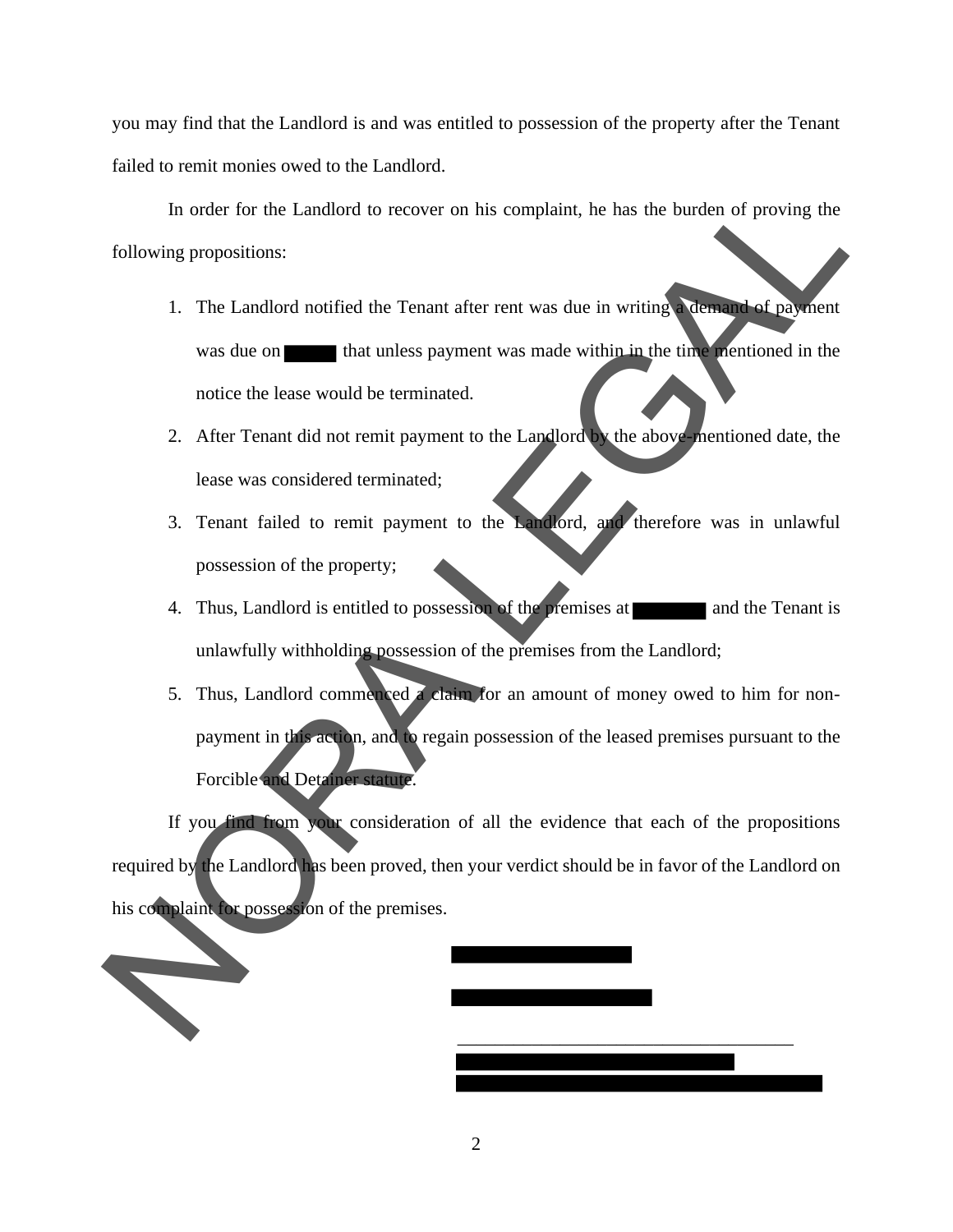you may find that the Landlord is and was entitled to possession of the property after the Tenant failed to remit monies owed to the Landlord.

In order for the Landlord to recover on his complaint, he has the burden of proving the following propositions:

1. The Landlord notified the Tenant after rent was due in writing a demand of payment was due on ██████ that unless payment was made within in the time mentioned in the notice the lease would be terminated.
2. After Tenant did not remit payment to the Landlord by the above-mentioned date, the lease was considered terminated;
3. Tenant failed to remit payment to the Landlord, and therefore was in unlawful possession of the property;
4. Thus, Landlord is entitled to possession of the premises at ████████ and the Tenant is unlawfully withholding possession of the premises from the Landlord;
5. Thus, Landlord commenced a claim for an amount of money owed to him for non-payment in this action, and to regain possession of the leased premises pursuant to the Forcible and Detainer statute.

If you find from your consideration of all the evidence that each of the propositions required by the Landlord has been proved, then your verdict should be in favor of the Landlord on his complaint for possession of the premises.

████████████████

████████████████

\_\_\_\_\_\_\_\_\_\_\_\_\_\_\_\_\_\_\_\_\_\_\_\_\_\_\_\_\_\_\_\_\_\_\_\_\_\_

████████████████████

████████████████████████████

NORA LEGAL